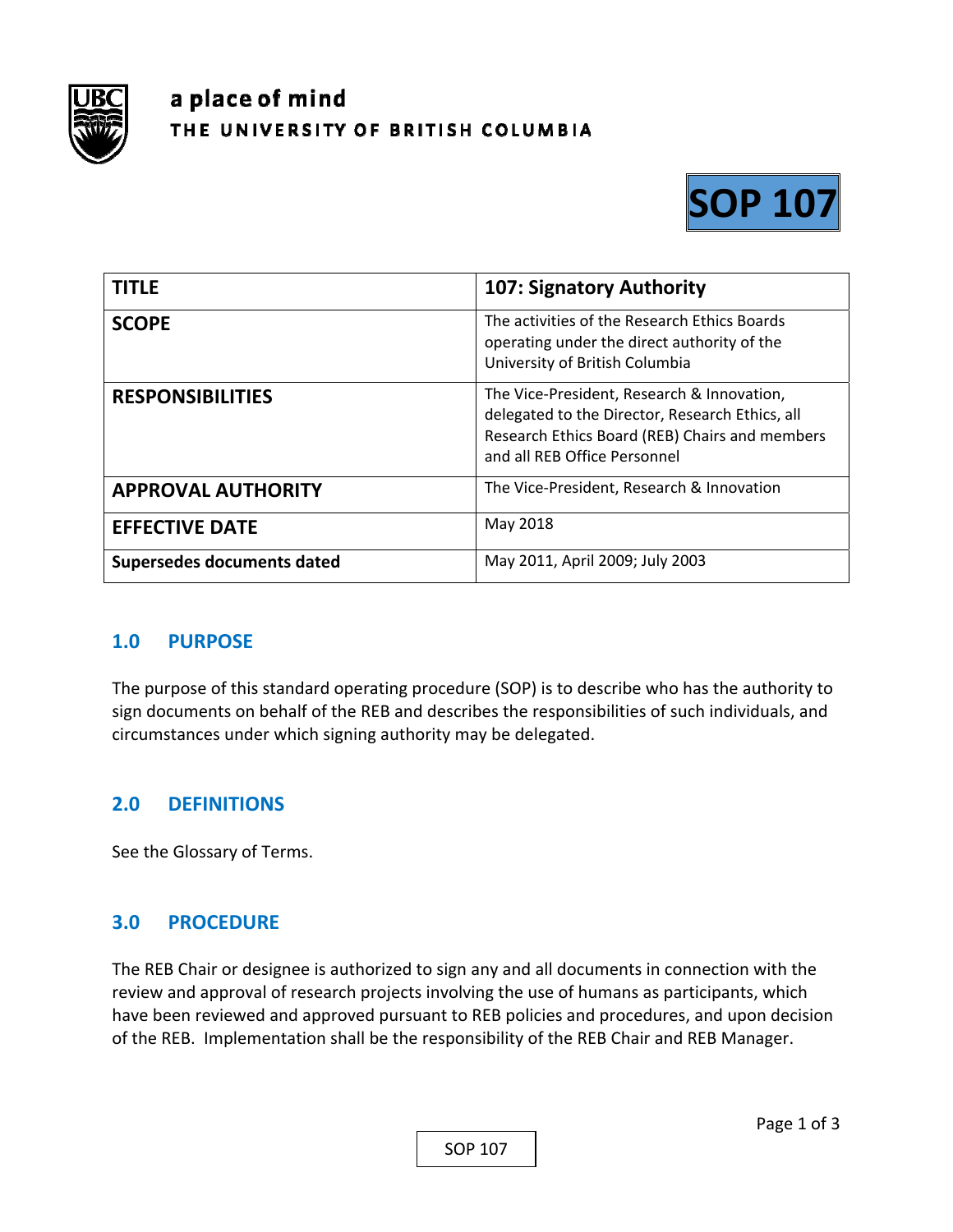a place of mind
THE UNIVERSITY OF BRITISH COLUMBIA

# SOP 107

| TITLE | 107: Signatory Authority |
|---|---|
| SCOPE | The activities of the Research Ethics Boards operating under the direct authority of the University of British Columbia |
| RESPONSIBILITIES | The Vice-President, Research & Innovation, delegated to the Director, Research Ethics, all Research Ethics Board (REB) Chairs and members and all REB Office Personnel |
| APPROVAL AUTHORITY | The Vice-President, Research & Innovation |
| EFFECTIVE DATE | May 2018 |
| Supersedes documents dated | May 2011, April 2009; July 2003 |

## 1.0 PURPOSE

The purpose of this standard operating procedure (SOP) is to describe who has the authority to sign documents on behalf of the REB and describes the responsibilities of such individuals, and circumstances under which signing authority may be delegated.

## 2.0 DEFINITIONS

See the Glossary of Terms.

## 3.0 PROCEDURE

The REB Chair or designee is authorized to sign any and all documents in connection with the review and approval of research projects involving the use of humans as participants, which have been reviewed and approved pursuant to REB policies and procedures, and upon decision of the REB. Implementation shall be the responsibility of the REB Chair and REB Manager.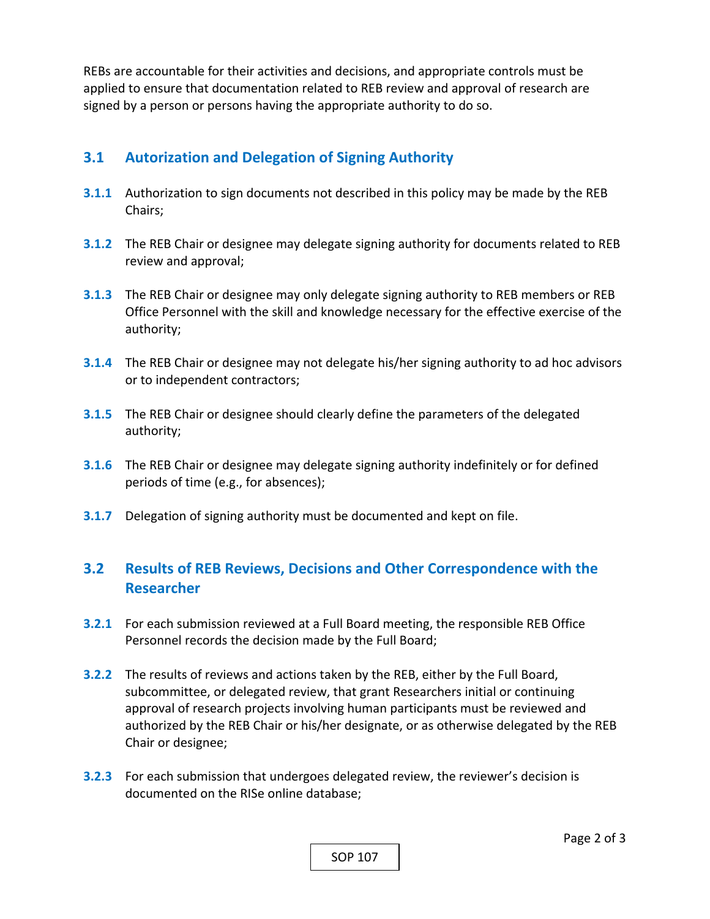REBs are accountable for their activities and decisions, and appropriate controls must be applied to ensure that documentation related to REB review and approval of research are signed by a person or persons having the appropriate authority to do so.

## 3.1 Autorization and Delegation of Signing Authority

**3.1.1** Authorization to sign documents not described in this policy may be made by the REB Chairs;

**3.1.2** The REB Chair or designee may delegate signing authority for documents related to REB review and approval;

**3.1.3** The REB Chair or designee may only delegate signing authority to REB members or REB Office Personnel with the skill and knowledge necessary for the effective exercise of the authority;

**3.1.4** The REB Chair or designee may not delegate his/her signing authority to ad hoc advisors or to independent contractors;

**3.1.5** The REB Chair or designee should clearly define the parameters of the delegated authority;

**3.1.6** The REB Chair or designee may delegate signing authority indefinitely or for defined periods of time (e.g., for absences);

**3.1.7** Delegation of signing authority must be documented and kept on file.

## 3.2 Results of REB Reviews, Decisions and Other Correspondence with the Researcher

**3.2.1** For each submission reviewed at a Full Board meeting, the responsible REB Office Personnel records the decision made by the Full Board;

**3.2.2** The results of reviews and actions taken by the REB, either by the Full Board, subcommittee, or delegated review, that grant Researchers initial or continuing approval of research projects involving human participants must be reviewed and authorized by the REB Chair or his/her designate, or as otherwise delegated by the REB Chair or designee;

**3.2.3** For each submission that undergoes delegated review, the reviewer's decision is documented on the RISe online database;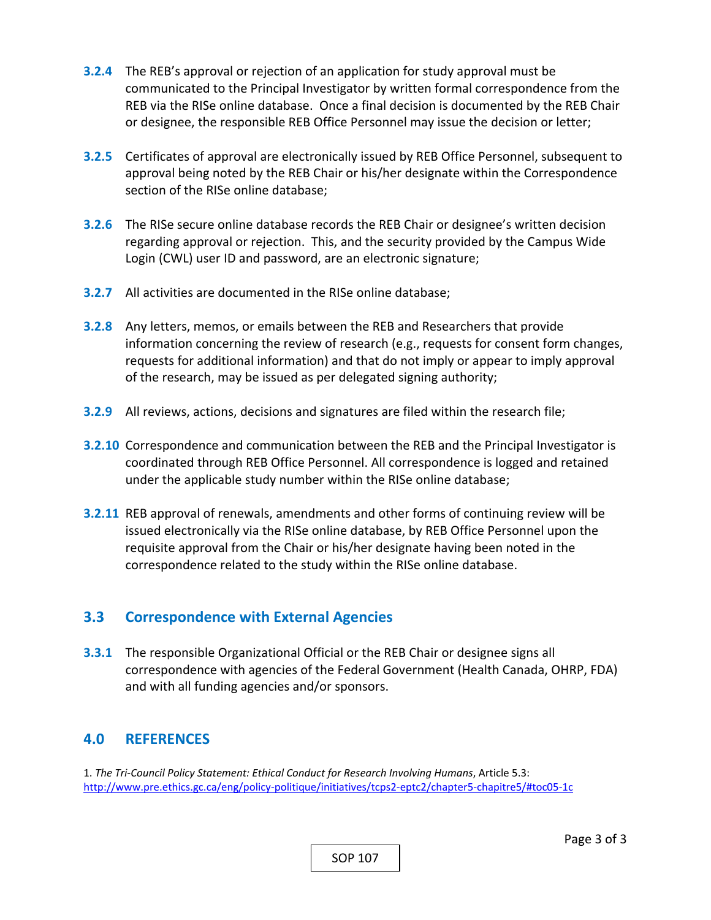**3.2.4** The REB's approval or rejection of an application for study approval must be communicated to the Principal Investigator by written formal correspondence from the REB via the RISe online database. Once a final decision is documented by the REB Chair or designee, the responsible REB Office Personnel may issue the decision or letter;

**3.2.5** Certificates of approval are electronically issued by REB Office Personnel, subsequent to approval being noted by the REB Chair or his/her designate within the Correspondence section of the RISe online database;

**3.2.6** The RISe secure online database records the REB Chair or designee's written decision regarding approval or rejection. This, and the security provided by the Campus Wide Login (CWL) user ID and password, are an electronic signature;

**3.2.7** All activities are documented in the RISe online database;

**3.2.8** Any letters, memos, or emails between the REB and Researchers that provide information concerning the review of research (e.g., requests for consent form changes, requests for additional information) and that do not imply or appear to imply approval of the research, may be issued as per delegated signing authority;

**3.2.9** All reviews, actions, decisions and signatures are filed within the research file;

**3.2.10** Correspondence and communication between the REB and the Principal Investigator is coordinated through REB Office Personnel. All correspondence is logged and retained under the applicable study number within the RISe online database;

**3.2.11** REB approval of renewals, amendments and other forms of continuing review will be issued electronically via the RISe online database, by REB Office Personnel upon the requisite approval from the Chair or his/her designate having been noted in the correspondence related to the study within the RISe online database.

## 3.3 Correspondence with External Agencies

**3.3.1** The responsible Organizational Official or the REB Chair or designee signs all correspondence with agencies of the Federal Government (Health Canada, OHRP, FDA) and with all funding agencies and/or sponsors.

## 4.0 REFERENCES

1. *The Tri-Council Policy Statement: Ethical Conduct for Research Involving Humans*, Article 5.3: http://www.pre.ethics.gc.ca/eng/policy-politique/initiatives/tcps2-eptc2/chapter5-chapitre5/#toc05-1c